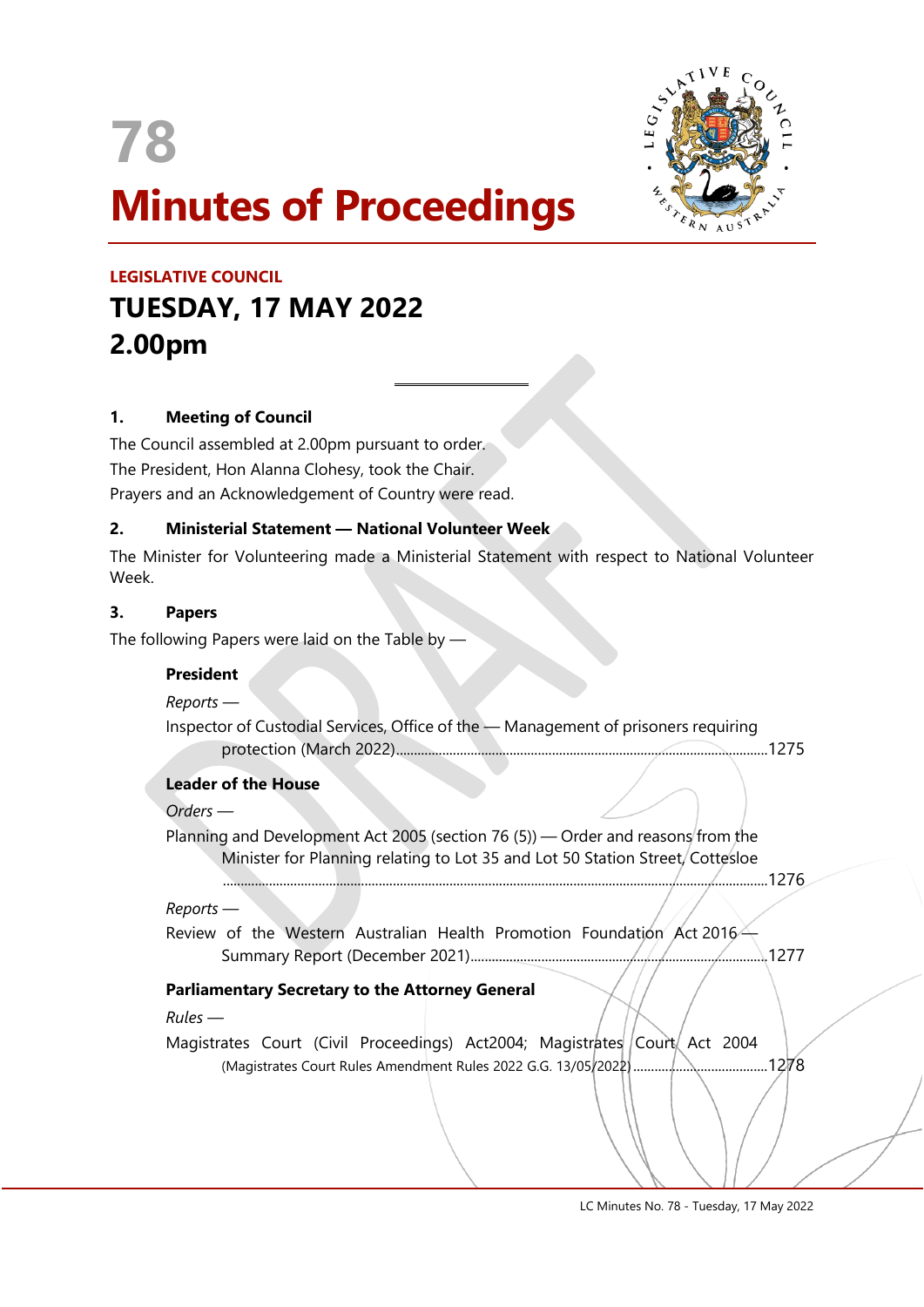# 78

# Minutes of Proceedings

**LEGISLATIVE COUNCIL**

## TUESDAY, 17 MAY 2022
## 2.00pm

---

### 1. Meeting of Council

The Council assembled at 2.00pm pursuant to order.

The President, Hon Alanna Clohesy, took the Chair.

Prayers and an Acknowledgement of Country were read.

### 2. Ministerial Statement — National Volunteer Week

The Minister for Volunteering made a Ministerial Statement with respect to National Volunteer Week.

### 3. Papers

The following Papers were laid on the Table by —

**President**

*Reports* —

Inspector of Custodial Services, Office of the — Management of prisoners requiring protection (March 2022)........................................................................1275

**Leader of the House**

*Orders* —

Planning and Development Act 2005 (section 76 (5)) — Order and reasons from the Minister for Planning relating to Lot 35 and Lot 50 Station Street, Cottesloe ........................................................................................................1276

*Reports* —

Review of the Western Australian Health Promotion Foundation Act 2016 — Summary Report (December 2021)..............................................................1277

**Parliamentary Secretary to the Attorney General**

*Rules* —

Magistrates Court (Civil Proceedings) Act2004; Magistrates Court Act 2004 (Magistrates Court Rules Amendment Rules 2022 G.G. 13/05/2022).......................................1278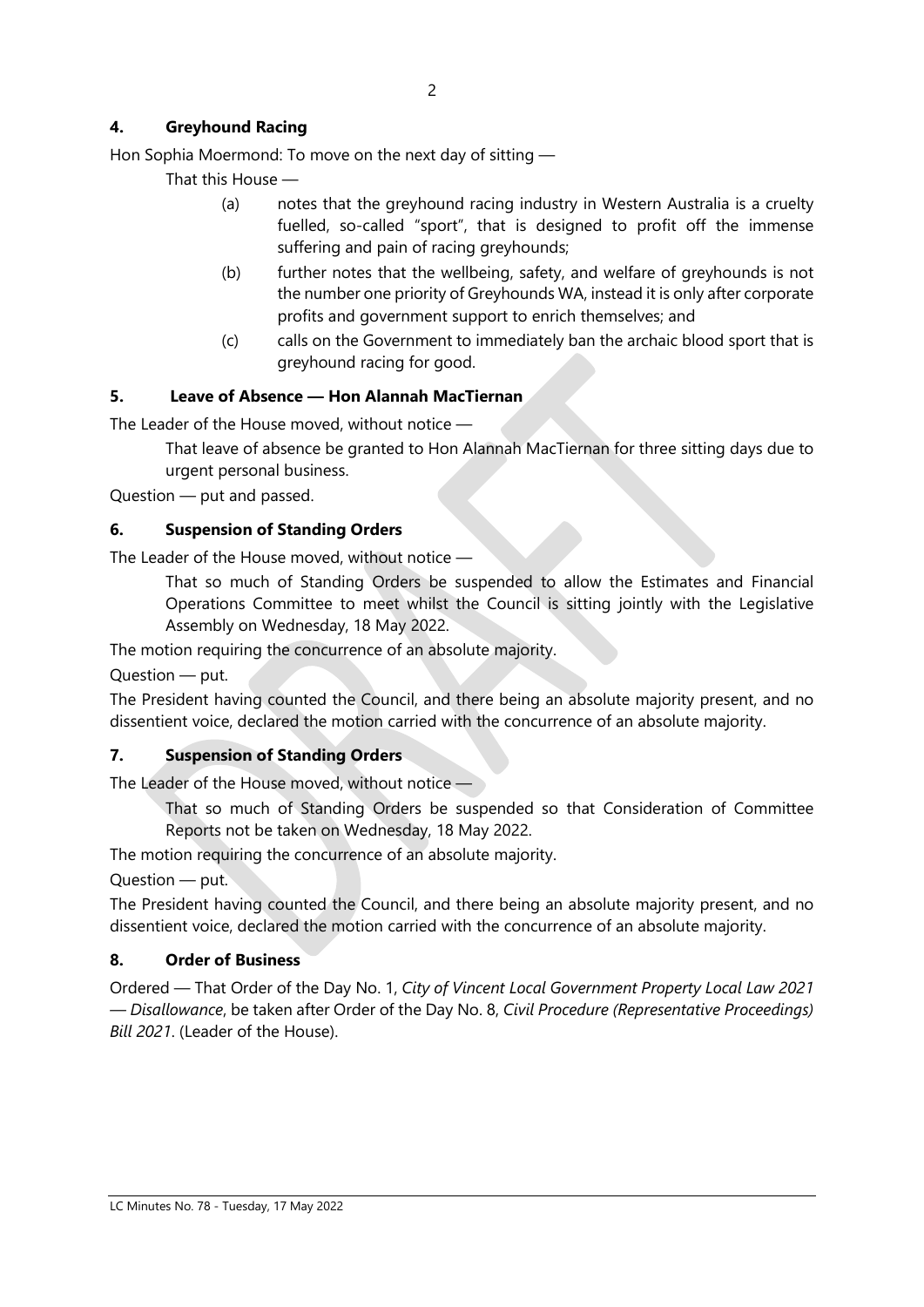## 4. Greyhound Racing

Hon Sophia Moermond: To move on the next day of sitting —

That this House —

(a) notes that the greyhound racing industry in Western Australia is a cruelty fuelled, so-called "sport", that is designed to profit off the immense suffering and pain of racing greyhounds;

(b) further notes that the wellbeing, safety, and welfare of greyhounds is not the number one priority of Greyhounds WA, instead it is only after corporate profits and government support to enrich themselves; and

(c) calls on the Government to immediately ban the archaic blood sport that is greyhound racing for good.

## 5. Leave of Absence — Hon Alannah MacTiernan

The Leader of the House moved, without notice —

That leave of absence be granted to Hon Alannah MacTiernan for three sitting days due to urgent personal business.

Question — put and passed.

## 6. Suspension of Standing Orders

The Leader of the House moved, without notice —

That so much of Standing Orders be suspended to allow the Estimates and Financial Operations Committee to meet whilst the Council is sitting jointly with the Legislative Assembly on Wednesday, 18 May 2022.

The motion requiring the concurrence of an absolute majority.

Question — put.

The President having counted the Council, and there being an absolute majority present, and no dissentient voice, declared the motion carried with the concurrence of an absolute majority.

## 7. Suspension of Standing Orders

The Leader of the House moved, without notice —

That so much of Standing Orders be suspended so that Consideration of Committee Reports not be taken on Wednesday, 18 May 2022.

The motion requiring the concurrence of an absolute majority.

Question — put.

The President having counted the Council, and there being an absolute majority present, and no dissentient voice, declared the motion carried with the concurrence of an absolute majority.

## 8. Order of Business

Ordered — That Order of the Day No. 1, *City of Vincent Local Government Property Local Law 2021 — Disallowance*, be taken after Order of the Day No. 8, *Civil Procedure (Representative Proceedings) Bill 2021*. (Leader of the House).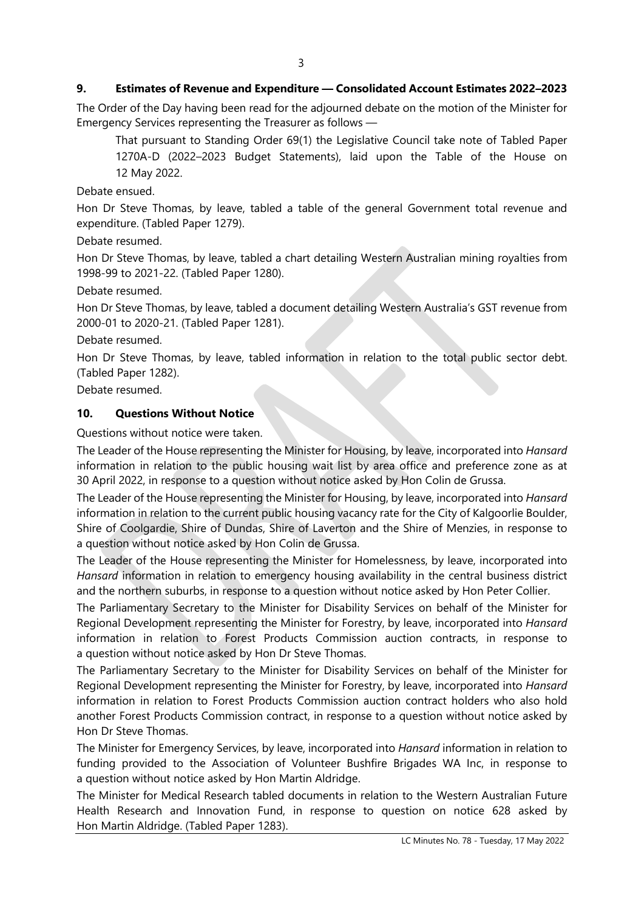## 9. Estimates of Revenue and Expenditure — Consolidated Account Estimates 2022–2023

The Order of the Day having been read for the adjourned debate on the motion of the Minister for Emergency Services representing the Treasurer as follows —

> That pursuant to Standing Order 69(1) the Legislative Council take note of Tabled Paper 1270A-D (2022–2023 Budget Statements), laid upon the Table of the House on 12 May 2022.

Debate ensued.

Hon Dr Steve Thomas, by leave, tabled a table of the general Government total revenue and expenditure. (Tabled Paper 1279).

Debate resumed.

Hon Dr Steve Thomas, by leave, tabled a chart detailing Western Australian mining royalties from 1998-99 to 2021-22. (Tabled Paper 1280).

Debate resumed.

Hon Dr Steve Thomas, by leave, tabled a document detailing Western Australia's GST revenue from 2000-01 to 2020-21. (Tabled Paper 1281).

Debate resumed.

Hon Dr Steve Thomas, by leave, tabled information in relation to the total public sector debt. (Tabled Paper 1282).

Debate resumed.

## 10. Questions Without Notice

Questions without notice were taken.

The Leader of the House representing the Minister for Housing, by leave, incorporated into *Hansard* information in relation to the public housing wait list by area office and preference zone as at 30 April 2022, in response to a question without notice asked by Hon Colin de Grussa.

The Leader of the House representing the Minister for Housing, by leave, incorporated into *Hansard* information in relation to the current public housing vacancy rate for the City of Kalgoorlie Boulder, Shire of Coolgardie, Shire of Dundas, Shire of Laverton and the Shire of Menzies, in response to a question without notice asked by Hon Colin de Grussa.

The Leader of the House representing the Minister for Homelessness, by leave, incorporated into *Hansard* information in relation to emergency housing availability in the central business district and the northern suburbs, in response to a question without notice asked by Hon Peter Collier.

The Parliamentary Secretary to the Minister for Disability Services on behalf of the Minister for Regional Development representing the Minister for Forestry, by leave, incorporated into *Hansard* information in relation to Forest Products Commission auction contracts, in response to a question without notice asked by Hon Dr Steve Thomas.

The Parliamentary Secretary to the Minister for Disability Services on behalf of the Minister for Regional Development representing the Minister for Forestry, by leave, incorporated into *Hansard* information in relation to Forest Products Commission auction contract holders who also hold another Forest Products Commission contract, in response to a question without notice asked by Hon Dr Steve Thomas.

The Minister for Emergency Services, by leave, incorporated into *Hansard* information in relation to funding provided to the Association of Volunteer Bushfire Brigades WA Inc, in response to a question without notice asked by Hon Martin Aldridge.

The Minister for Medical Research tabled documents in relation to the Western Australian Future Health Research and Innovation Fund, in response to question on notice 628 asked by Hon Martin Aldridge. (Tabled Paper 1283).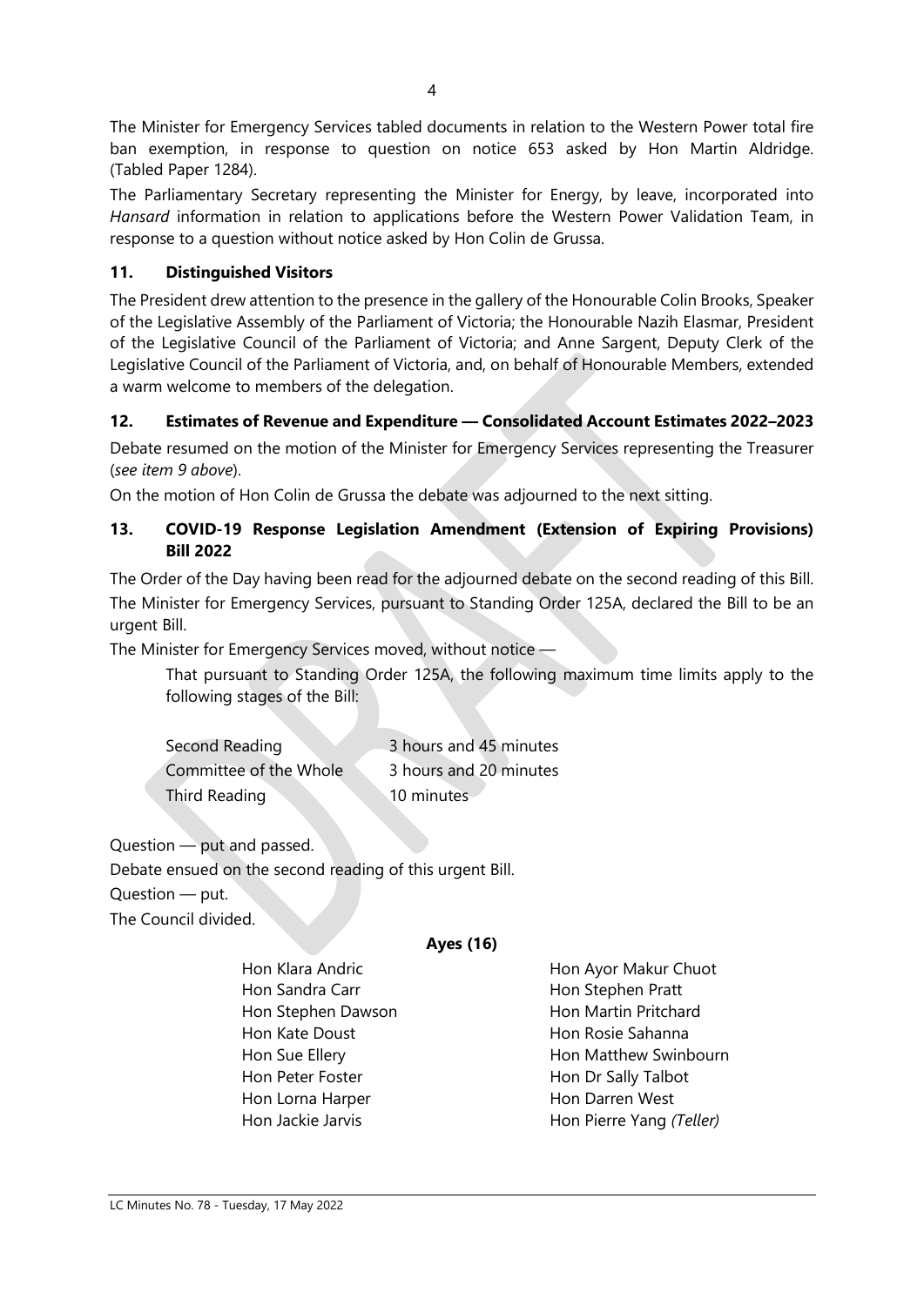The Minister for Emergency Services tabled documents in relation to the Western Power total fire ban exemption, in response to question on notice 653 asked by Hon Martin Aldridge. (Tabled Paper 1284).

The Parliamentary Secretary representing the Minister for Energy, by leave, incorporated into *Hansard* information in relation to applications before the Western Power Validation Team, in response to a question without notice asked by Hon Colin de Grussa.

### 11. Distinguished Visitors

The President drew attention to the presence in the gallery of the Honourable Colin Brooks, Speaker of the Legislative Assembly of the Parliament of Victoria; the Honourable Nazih Elasmar, President of the Legislative Council of the Parliament of Victoria; and Anne Sargent, Deputy Clerk of the Legislative Council of the Parliament of Victoria, and, on behalf of Honourable Members, extended a warm welcome to members of the delegation.

### 12. Estimates of Revenue and Expenditure — Consolidated Account Estimates 2022–2023

Debate resumed on the motion of the Minister for Emergency Services representing the Treasurer (*see item 9 above*).

On the motion of Hon Colin de Grussa the debate was adjourned to the next sitting.

### 13. COVID-19 Response Legislation Amendment (Extension of Expiring Provisions) Bill 2022

The Order of the Day having been read for the adjourned debate on the second reading of this Bill.

The Minister for Emergency Services, pursuant to Standing Order 125A, declared the Bill to be an urgent Bill.

The Minister for Emergency Services moved, without notice —

> That pursuant to Standing Order 125A, the following maximum time limits apply to the following stages of the Bill:
>
> | | |
> |---|---|
> | Second Reading | 3 hours and 45 minutes |
> | Committee of the Whole | 3 hours and 20 minutes |
> | Third Reading | 10 minutes |

Question — put and passed.

Debate ensued on the second reading of this urgent Bill.

Question — put.

The Council divided.

**Ayes (16)**

| | |
|---|---|
| Hon Klara Andric | Hon Ayor Makur Chuot |
| Hon Sandra Carr | Hon Stephen Pratt |
| Hon Stephen Dawson | Hon Martin Pritchard |
| Hon Kate Doust | Hon Rosie Sahanna |
| Hon Sue Ellery | Hon Matthew Swinbourn |
| Hon Peter Foster | Hon Dr Sally Talbot |
| Hon Lorna Harper | Hon Darren West |
| Hon Jackie Jarvis | Hon Pierre Yang *(Teller)* |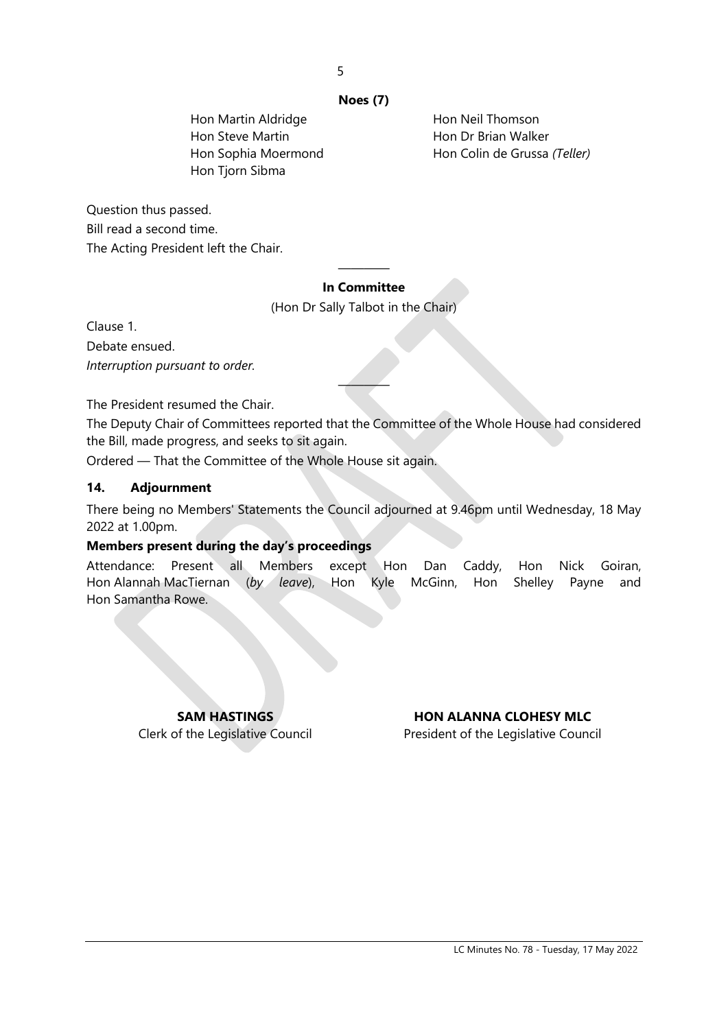**Noes (7)**

| | |
|---|---|
| Hon Martin Aldridge | Hon Neil Thomson |
| Hon Steve Martin | Hon Dr Brian Walker |
| Hon Sophia Moermond | Hon Colin de Grussa *(Teller)* |
| Hon Tjorn Sibma | |

Question thus passed.

Bill read a second time.

The Acting President left the Chair.

---

**In Committee**

(Hon Dr Sally Talbot in the Chair)

Clause 1.

Debate ensued.

*Interruption pursuant to order.*

---

The President resumed the Chair.

The Deputy Chair of Committees reported that the Committee of the Whole House had considered the Bill, made progress, and seeks to sit again.

Ordered — That the Committee of the Whole House sit again.

## 14. Adjournment

There being no Members' Statements the Council adjourned at 9.46pm until Wednesday, 18 May 2022 at 1.00pm.

**Members present during the day's proceedings**

Attendance: Present all Members except Hon Dan Caddy, Hon Nick Goiran, Hon Alannah MacTiernan (*by leave*), Hon Kyle McGinn, Hon Shelley Payne and Hon Samantha Rowe.

| | |
|---|---|
| **SAM HASTINGS** | **HON ALANNA CLOHESY MLC** |
| Clerk of the Legislative Council | President of the Legislative Council |

LC Minutes No. 78 - Tuesday, 17 May 2022